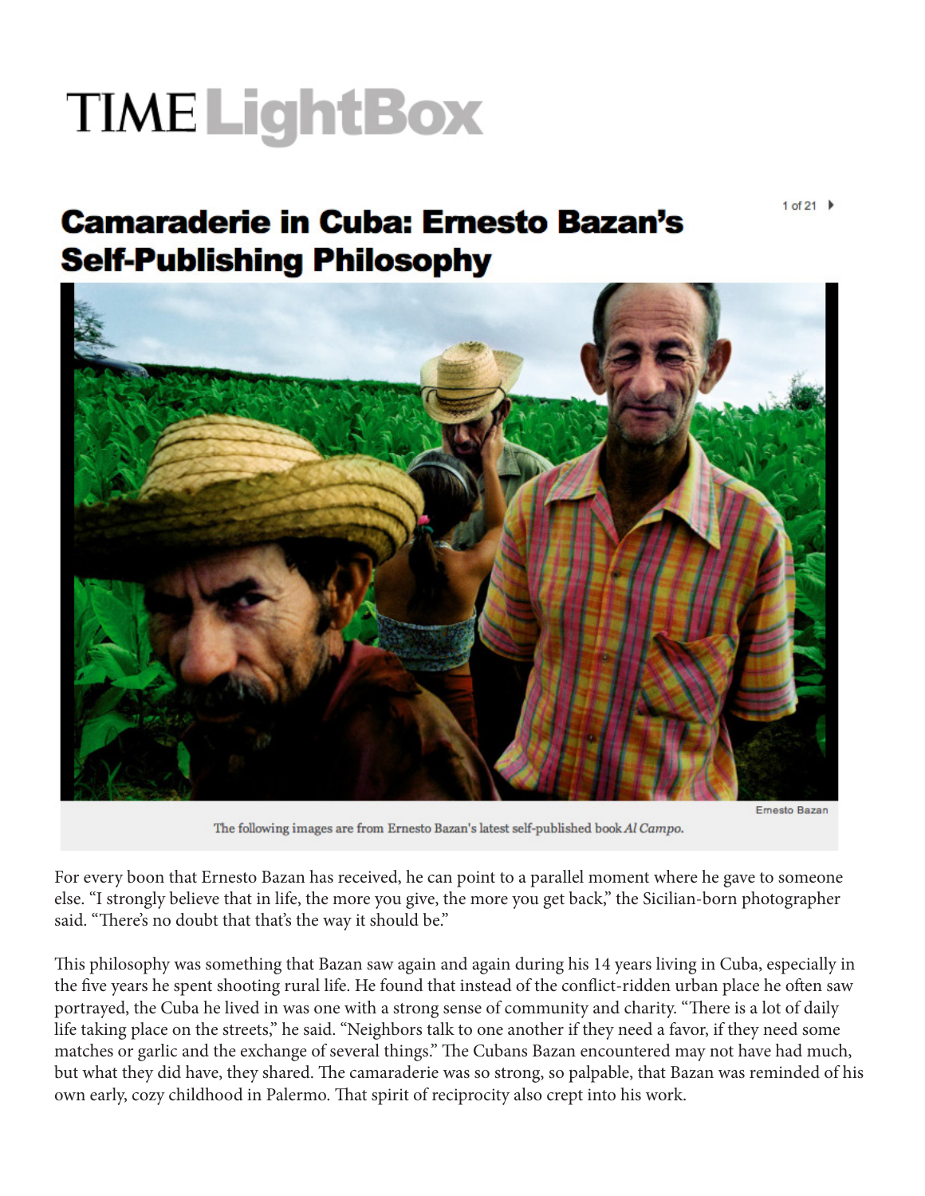TIME LightBox

# Camaraderie in Cuba: Ernesto Bazan's Self-Publishing Philosophy

Ernesto Bazan

The following images are from Ernesto Bazan's latest self-published book *Al Campo.*

For every boon that Ernesto Bazan has received, he can point to a parallel moment where he gave to someone else. "I strongly believe that in life, the more you give, the more you get back," the Sicilian-born photographer said. "There's no doubt that that's the way it should be."

This philosophy was something that Bazan saw again and again during his 14 years living in Cuba, especially in the five years he spent shooting rural life. He found that instead of the conflict-ridden urban place he often saw portrayed, the Cuba he lived in was one with a strong sense of community and charity. "There is a lot of daily life taking place on the streets," he said. "Neighbors talk to one another if they need a favor, if they need some matches or garlic and the exchange of several things." The Cubans Bazan encountered may not have had much, but what they did have, they shared. The camaraderie was so strong, so palpable, that Bazan was reminded of his own early, cozy childhood in Palermo. That spirit of reciprocity also crept into his work.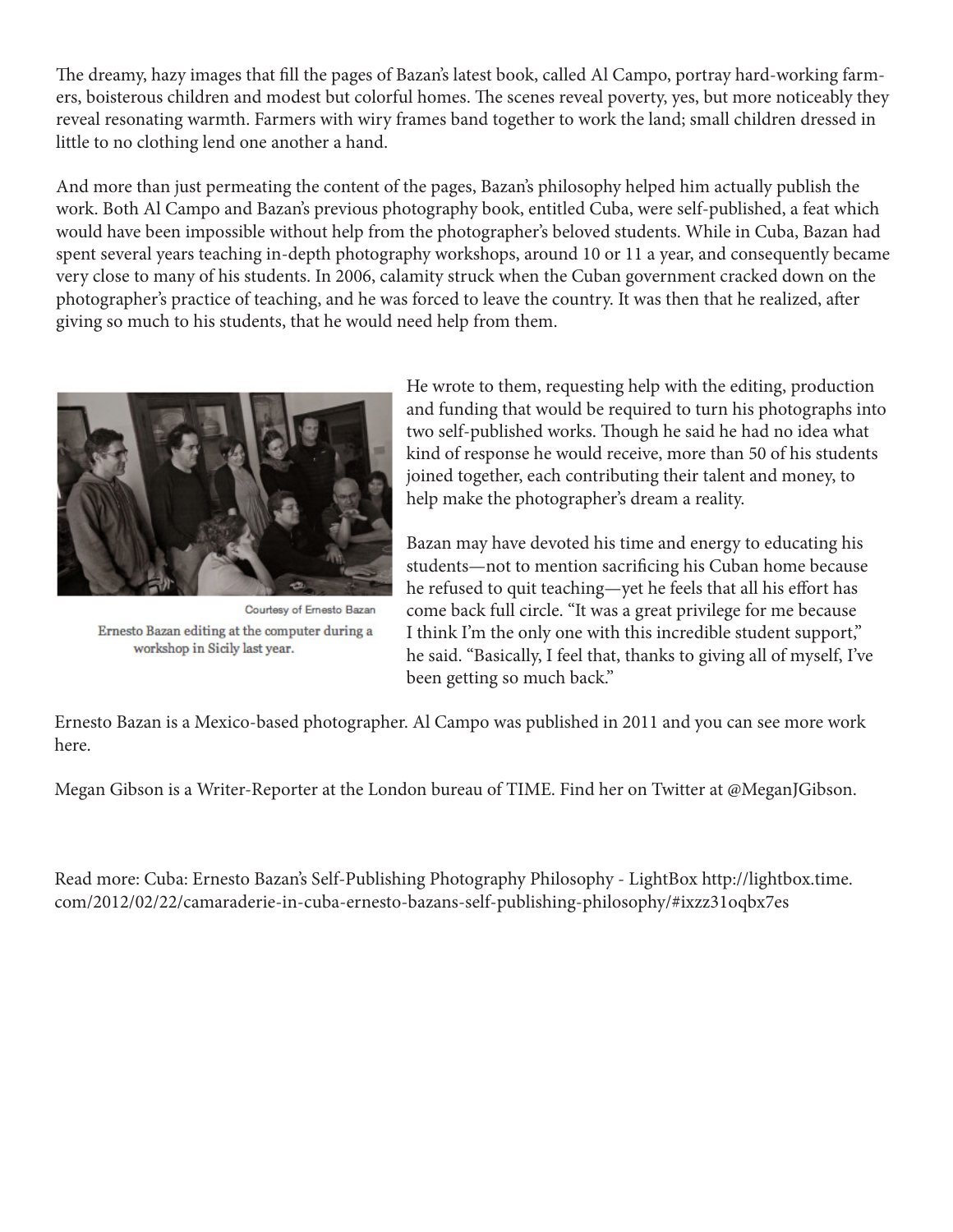The dreamy, hazy images that fill the pages of Bazan's latest book, called Al Campo, portray hard-working farmers, boisterous children and modest but colorful homes. The scenes reveal poverty, yes, but more noticeably they reveal resonating warmth. Farmers with wiry frames band together to work the land; small children dressed in little to no clothing lend one another a hand.

And more than just permeating the content of the pages, Bazan's philosophy helped him actually publish the work. Both Al Campo and Bazan's previous photography book, entitled Cuba, were self-published, a feat which would have been impossible without help from the photographer's beloved students. While in Cuba, Bazan had spent several years teaching in-depth photography workshops, around 10 or 11 a year, and consequently became very close to many of his students. In 2006, calamity struck when the Cuban government cracked down on the photographer's practice of teaching, and he was forced to leave the country. It was then that he realized, after giving so much to his students, that he would need help from them.

Courtesy of Ernesto Bazan

Ernesto Bazan editing at the computer during a workshop in Sicily last year.

He wrote to them, requesting help with the editing, production and funding that would be required to turn his photographs into two self-published works. Though he said he had no idea what kind of response he would receive, more than 50 of his students joined together, each contributing their talent and money, to help make the photographer's dream a reality.

Bazan may have devoted his time and energy to educating his students—not to mention sacrificing his Cuban home because he refused to quit teaching—yet he feels that all his effort has come back full circle. "It was a great privilege for me because I think I'm the only one with this incredible student support," he said. "Basically, I feel that, thanks to giving all of myself, I've been getting so much back."

Ernesto Bazan is a Mexico-based photographer. Al Campo was published in 2011 and you can see more work here.

Megan Gibson is a Writer-Reporter at the London bureau of TIME. Find her on Twitter at @MeganJGibson.

Read more: Cuba: Ernesto Bazan's Self-Publishing Photography Philosophy - LightBox http://lightbox.time.com/2012/02/22/camaraderie-in-cuba-ernesto-bazans-self-publishing-philosophy/#ixzz31oqbx7es